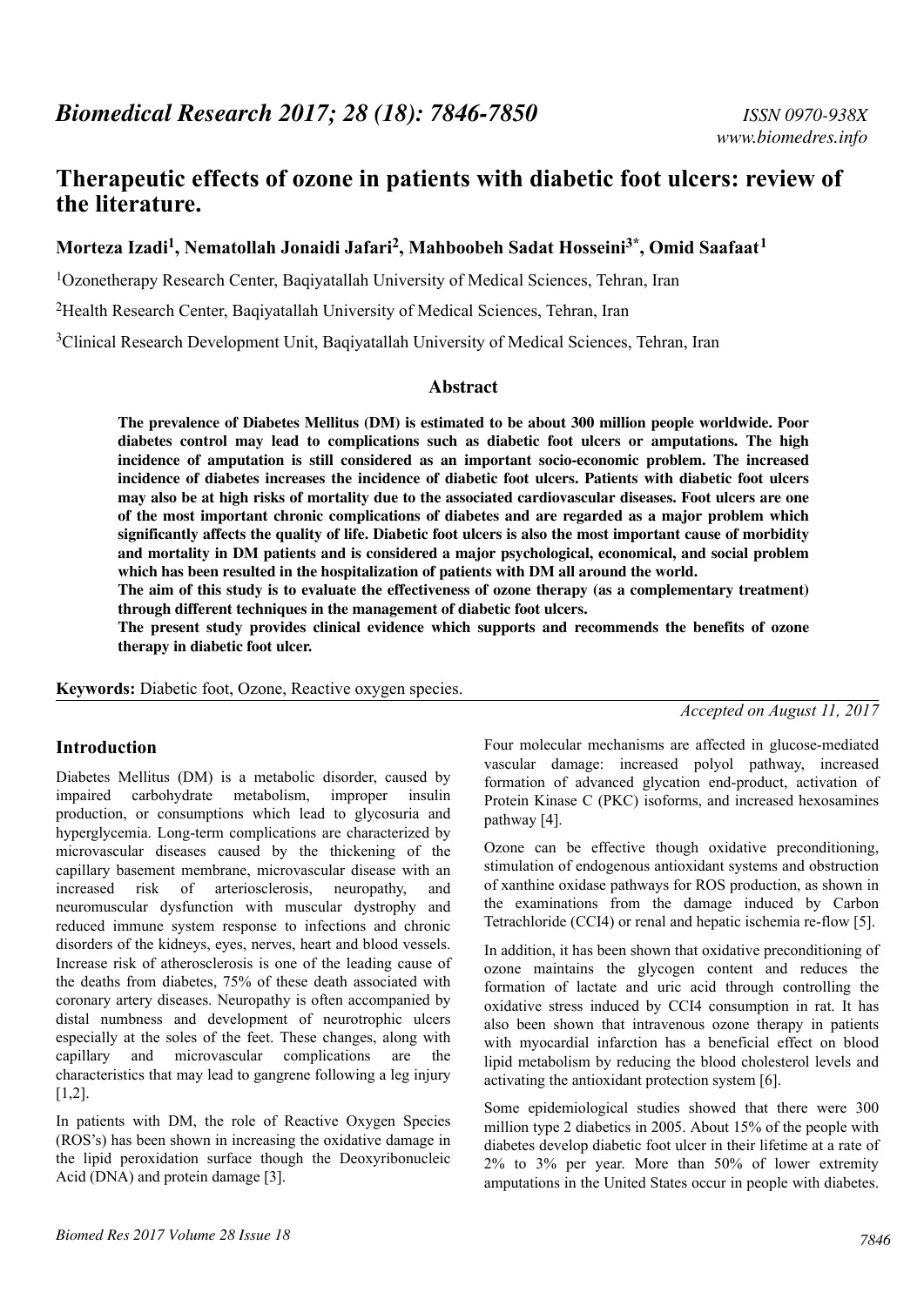# Therapeutic effects of ozone in patients with diabetic foot ulcers: review of the literature.

**Morteza Izadi[1], Nematollah Jonaidi Jafari[2], Mahboobeh Sadat Hosseini[3*], Omid Saafaat[1]**

[1]Ozonetherapy Research Center, Baqiyatallah University of Medical Sciences, Tehran, Iran

[2]Health Research Center, Baqiyatallah University of Medical Sciences, Tehran, Iran

[3]Clinical Research Development Unit, Baqiyatallah University of Medical Sciences, Tehran, Iran

## Abstract

**The prevalence of Diabetes Mellitus (DM) is estimated to be about 300 million people worldwide. Poor diabetes control may lead to complications such as diabetic foot ulcers or amputations. The high incidence of amputation is still considered as an important socio-economic problem. The increased incidence of diabetes increases the incidence of diabetic foot ulcers. Patients with diabetic foot ulcers may also be at high risks of mortality due to the associated cardiovascular diseases. Foot ulcers are one of the most important chronic complications of diabetes and are regarded as a major problem which significantly affects the quality of life. Diabetic foot ulcers is also the most important cause of morbidity and mortality in DM patients and is considered a major psychological, economical, and social problem which has been resulted in the hospitalization of patients with DM all around the world.**

**The aim of this study is to evaluate the effectiveness of ozone therapy (as a complementary treatment) through different techniques in the management of diabetic foot ulcers.**

**The present study provides clinical evidence which supports and recommends the benefits of ozone therapy in diabetic foot ulcer.**

**Keywords:** Diabetic foot, Ozone, Reactive oxygen species.

*Accepted on August 11, 2017*

## Introduction

Diabetes Mellitus (DM) is a metabolic disorder, caused by impaired carbohydrate metabolism, improper insulin production, or consumptions which lead to glycosuria and hyperglycemia. Long-term complications are characterized by microvascular diseases caused by the thickening of the capillary basement membrane, microvascular disease with an increased risk of arteriosclerosis, neuropathy, and neuromuscular dysfunction with muscular dystrophy and reduced immune system response to infections and chronic disorders of the kidneys, eyes, nerves, heart and blood vessels. Increase risk of atherosclerosis is one of the leading cause of the deaths from diabetes, 75% of these death associated with coronary artery diseases. Neuropathy is often accompanied by distal numbness and development of neurotrophic ulcers especially at the soles of the feet. These changes, along with capillary and microvascular complications are the characteristics that may lead to gangrene following a leg injury [1,2].

In patients with DM, the role of Reactive Oxygen Species (ROS's) has been shown in increasing the oxidative damage in the lipid peroxidation surface though the Deoxyribonucleic Acid (DNA) and protein damage [3].

Four molecular mechanisms are affected in glucose-mediated vascular damage: increased polyol pathway, increased formation of advanced glycation end-product, activation of Protein Kinase C (PKC) isoforms, and increased hexosamines pathway [4].

Ozone can be effective though oxidative preconditioning, stimulation of endogenous antioxidant systems and obstruction of xanthine oxidase pathways for ROS production, as shown in the examinations from the damage induced by Carbon Tetrachloride (CCI4) or renal and hepatic ischemia re-flow [5].

In addition, it has been shown that oxidative preconditioning of ozone maintains the glycogen content and reduces the formation of lactate and uric acid through controlling the oxidative stress induced by CCI4 consumption in rat. It has also been shown that intravenous ozone therapy in patients with myocardial infarction has a beneficial effect on blood lipid metabolism by reducing the blood cholesterol levels and activating the antioxidant protection system [6].

Some epidemiological studies showed that there were 300 million type 2 diabetics in 2005. About 15% of the people with diabetes develop diabetic foot ulcer in their lifetime at a rate of 2% to 3% per year. More than 50% of lower extremity amputations in the United States occur in people with diabetes.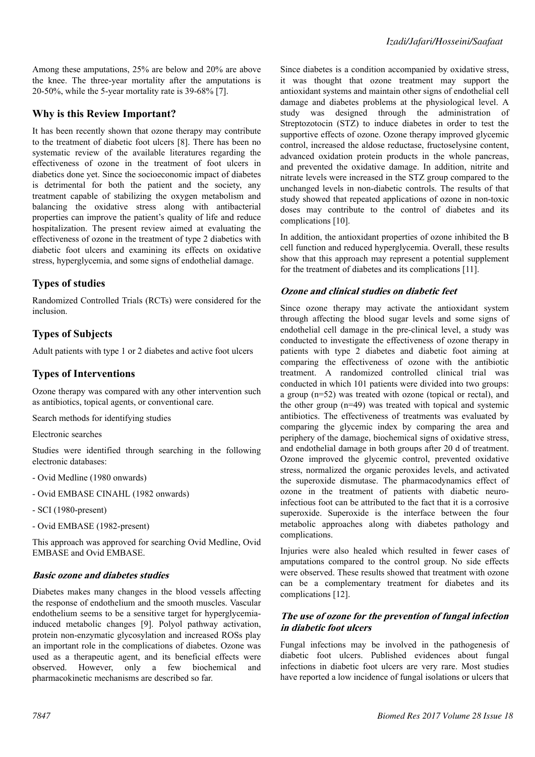Among these amputations, 25% are below and 20% are above the knee. The three-year mortality after the amputations is 20-50%, while the 5-year mortality rate is 39-68% [7].

## Why is this Review Important?

It has been recently shown that ozone therapy may contribute to the treatment of diabetic foot ulcers [8]. There has been no systematic review of the available literatures regarding the effectiveness of ozone in the treatment of foot ulcers in diabetics done yet. Since the socioeconomic impact of diabetes is detrimental for both the patient and the society, any treatment capable of stabilizing the oxygen metabolism and balancing the oxidative stress along with antibacterial properties can improve the patient's quality of life and reduce hospitalization. The present review aimed at evaluating the effectiveness of ozone in the treatment of type 2 diabetics with diabetic foot ulcers and examining its effects on oxidative stress, hyperglycemia, and some signs of endothelial damage.

## Types of studies

Randomized Controlled Trials (RCTs) were considered for the inclusion.

## Types of Subjects

Adult patients with type 1 or 2 diabetes and active foot ulcers

## Types of Interventions

Ozone therapy was compared with any other intervention such as antibiotics, topical agents, or conventional care.

Search methods for identifying studies

Electronic searches

Studies were identified through searching in the following electronic databases:

- Ovid Medline (1980 onwards)
- Ovid EMBASE CINAHL (1982 onwards)
- SCI (1980-present)
- Ovid EMBASE (1982-present)

This approach was approved for searching Ovid Medline, Ovid EMBASE and Ovid EMBASE.

### *Basic ozone and diabetes studies*

Diabetes makes many changes in the blood vessels affecting the response of endothelium and the smooth muscles. Vascular endothelium seems to be a sensitive target for hyperglycemia-induced metabolic changes [9]. Polyol pathway activation, protein non-enzymatic glycosylation and increased ROSs play an important role in the complications of diabetes. Ozone was used as a therapeutic agent, and its beneficial effects were observed. However, only a few biochemical and pharmacokinetic mechanisms are described so far.

Since diabetes is a condition accompanied by oxidative stress, it was thought that ozone treatment may support the antioxidant systems and maintain other signs of endothelial cell damage and diabetes problems at the physiological level. A study was designed through the administration of Streptozotocin (STZ) to induce diabetes in order to test the supportive effects of ozone. Ozone therapy improved glycemic control, increased the aldose reductase, fructoselysine content, advanced oxidation protein products in the whole pancreas, and prevented the oxidative damage. In addition, nitrite and nitrate levels were increased in the STZ group compared to the unchanged levels in non-diabetic controls. The results of that study showed that repeated applications of ozone in non-toxic doses may contribute to the control of diabetes and its complications [10].

In addition, the antioxidant properties of ozone inhibited the B cell function and reduced hyperglycemia. Overall, these results show that this approach may represent a potential supplement for the treatment of diabetes and its complications [11].

### *Ozone and clinical studies on diabetic feet*

Since ozone therapy may activate the antioxidant system through affecting the blood sugar levels and some signs of endothelial cell damage in the pre-clinical level, a study was conducted to investigate the effectiveness of ozone therapy in patients with type 2 diabetes and diabetic foot aiming at comparing the effectiveness of ozone with the antibiotic treatment. A randomized controlled clinical trial was conducted in which 101 patients were divided into two groups: a group (n=52) was treated with ozone (topical or rectal), and the other group (n=49) was treated with topical and systemic antibiotics. The effectiveness of treatments was evaluated by comparing the glycemic index by comparing the area and periphery of the damage, biochemical signs of oxidative stress, and endothelial damage in both groups after 20 d of treatment. Ozone improved the glycemic control, prevented oxidative stress, normalized the organic peroxides levels, and activated the superoxide dismutase. The pharmacodynamics effect of ozone in the treatment of patients with diabetic neuro-infectious foot can be attributed to the fact that it is a corrosive superoxide. Superoxide is the interface between the four metabolic approaches along with diabetes pathology and complications.

Injuries were also healed which resulted in fewer cases of amputations compared to the control group. No side effects were observed. These results showed that treatment with ozone can be a complementary treatment for diabetes and its complications [12].

### *The use of ozone for the prevention of fungal infection in diabetic foot ulcers*

Fungal infections may be involved in the pathogenesis of diabetic foot ulcers. Published evidences about fungal infections in diabetic foot ulcers are very rare. Most studies have reported a low incidence of fungal isolations or ulcers that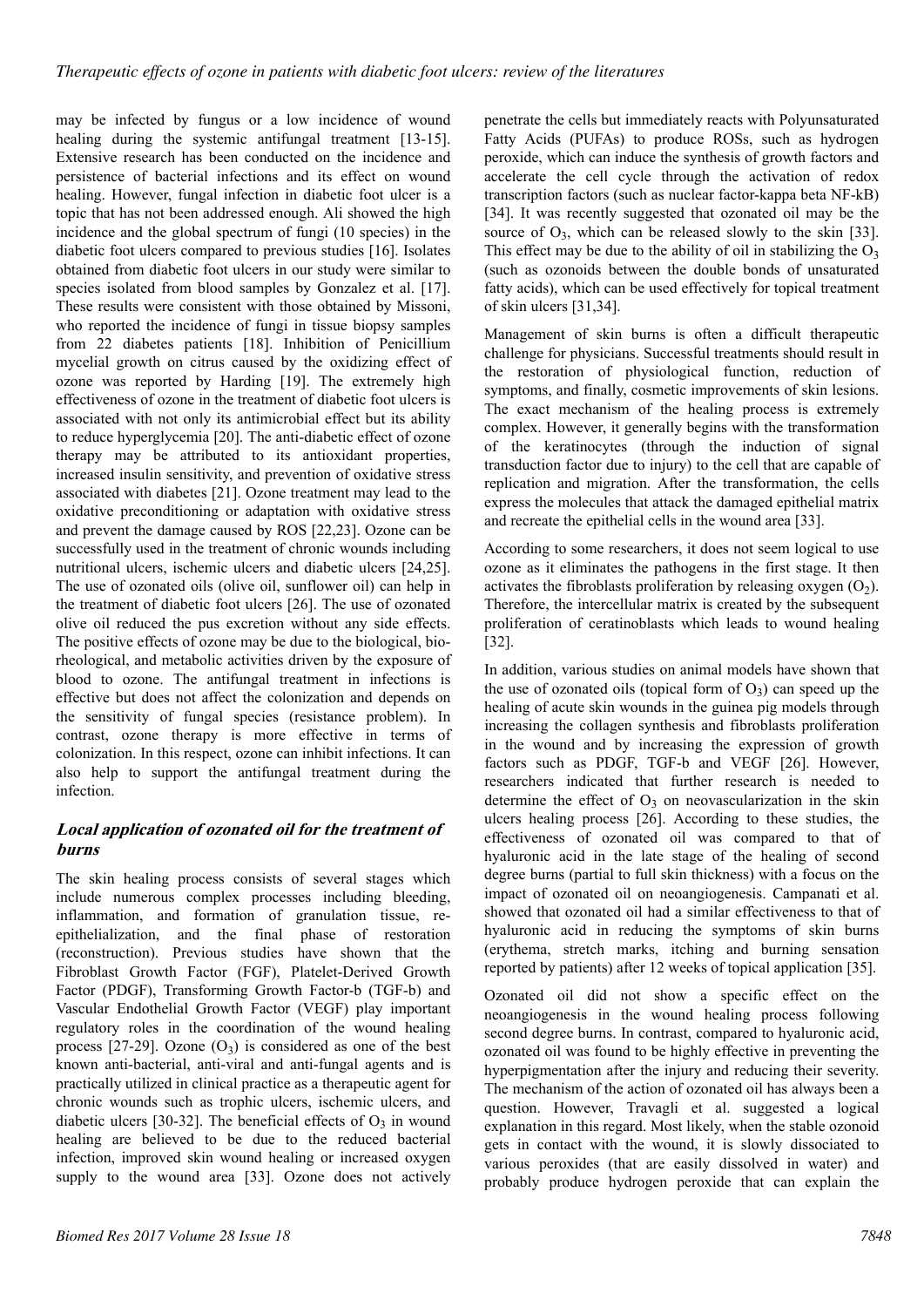may be infected by fungus or a low incidence of wound healing during the systemic antifungal treatment [13-15]. Extensive research has been conducted on the incidence and persistence of bacterial infections and its effect on wound healing. However, fungal infection in diabetic foot ulcer is a topic that has not been addressed enough. Ali showed the high incidence and the global spectrum of fungi (10 species) in the diabetic foot ulcers compared to previous studies [16]. Isolates obtained from diabetic foot ulcers in our study were similar to species isolated from blood samples by Gonzalez et al. [17]. These results were consistent with those obtained by Missoni, who reported the incidence of fungi in tissue biopsy samples from 22 diabetes patients [18]. Inhibition of Penicillium mycelial growth on citrus caused by the oxidizing effect of ozone was reported by Harding [19]. The extremely high effectiveness of ozone in the treatment of diabetic foot ulcers is associated with not only its antimicrobial effect but its ability to reduce hyperglycemia [20]. The anti-diabetic effect of ozone therapy may be attributed to its antioxidant properties, increased insulin sensitivity, and prevention of oxidative stress associated with diabetes [21]. Ozone treatment may lead to the oxidative preconditioning or adaptation with oxidative stress and prevent the damage caused by ROS [22,23]. Ozone can be successfully used in the treatment of chronic wounds including nutritional ulcers, ischemic ulcers and diabetic ulcers [24,25]. The use of ozonated oils (olive oil, sunflower oil) can help in the treatment of diabetic foot ulcers [26]. The use of ozonated olive oil reduced the pus excretion without any side effects. The positive effects of ozone may be due to the biological, bio-rheological, and metabolic activities driven by the exposure of blood to ozone. The antifungal treatment in infections is effective but does not affect the colonization and depends on the sensitivity of fungal species (resistance problem). In contrast, ozone therapy is more effective in terms of colonization. In this respect, ozone can inhibit infections. It can also help to support the antifungal treatment during the infection.

## Local application of ozonated oil for the treatment of burns

The skin healing process consists of several stages which include numerous complex processes including bleeding, inflammation, and formation of granulation tissue, re-epithelialization, and the final phase of restoration (reconstruction). Previous studies have shown that the Fibroblast Growth Factor (FGF), Platelet-Derived Growth Factor (PDGF), Transforming Growth Factor-b (TGF-b) and Vascular Endothelial Growth Factor (VEGF) play important regulatory roles in the coordination of the wound healing process [27-29]. Ozone ($O_3$) is considered as one of the best known anti-bacterial, anti-viral and anti-fungal agents and is practically utilized in clinical practice as a therapeutic agent for chronic wounds such as trophic ulcers, ischemic ulcers, and diabetic ulcers [30-32]. The beneficial effects of $O_3$ in wound healing are believed to be due to the reduced bacterial infection, improved skin wound healing or increased oxygen supply to the wound area [33]. Ozone does not actively penetrate the cells but immediately reacts with Polyunsaturated Fatty Acids (PUFAs) to produce ROSs, such as hydrogen peroxide, which can induce the synthesis of growth factors and accelerate the cell cycle through the activation of redox transcription factors (such as nuclear factor-kappa beta NF-kB) [34]. It was recently suggested that ozonated oil may be the source of $O_3$, which can be released slowly to the skin [33]. This effect may be due to the ability of oil in stabilizing the $O_3$ (such as ozonoids between the double bonds of unsaturated fatty acids), which can be used effectively for topical treatment of skin ulcers [31,34].

Management of skin burns is often a difficult therapeutic challenge for physicians. Successful treatments should result in the restoration of physiological function, reduction of symptoms, and finally, cosmetic improvements of skin lesions. The exact mechanism of the healing process is extremely complex. However, it generally begins with the transformation of the keratinocytes (through the induction of signal transduction factor due to injury) to the cell that are capable of replication and migration. After the transformation, the cells express the molecules that attack the damaged epithelial matrix and recreate the epithelial cells in the wound area [33].

According to some researchers, it does not seem logical to use ozone as it eliminates the pathogens in the first stage. It then activates the fibroblasts proliferation by releasing oxygen ($O_2$). Therefore, the intercellular matrix is created by the subsequent proliferation of ceratinoblasts which leads to wound healing [32].

In addition, various studies on animal models have shown that the use of ozonated oils (topical form of $O_3$) can speed up the healing of acute skin wounds in the guinea pig models through increasing the collagen synthesis and fibroblasts proliferation in the wound and by increasing the expression of growth factors such as PDGF, TGF-b and VEGF [26]. However, researchers indicated that further research is needed to determine the effect of $O_3$ on neovascularization in the skin ulcers healing process [26]. According to these studies, the effectiveness of ozonated oil was compared to that of hyaluronic acid in the late stage of the healing of second degree burns (partial to full skin thickness) with a focus on the impact of ozonated oil on neoangiogenesis. Campanati et al. showed that ozonated oil had a similar effectiveness to that of hyaluronic acid in reducing the symptoms of skin burns (erythema, stretch marks, itching and burning sensation reported by patients) after 12 weeks of topical application [35].

Ozonated oil did not show a specific effect on the neoangiogenesis in the wound healing process following second degree burns. In contrast, compared to hyaluronic acid, ozonated oil was found to be highly effective in preventing the hyperpigmentation after the injury and reducing their severity. The mechanism of the action of ozonated oil has always been a question. However, Travagli et al. suggested a logical explanation in this regard. Most likely, when the stable ozonoid gets in contact with the wound, it is slowly dissociated to various peroxides (that are easily dissolved in water) and probably produce hydrogen peroxide that can explain the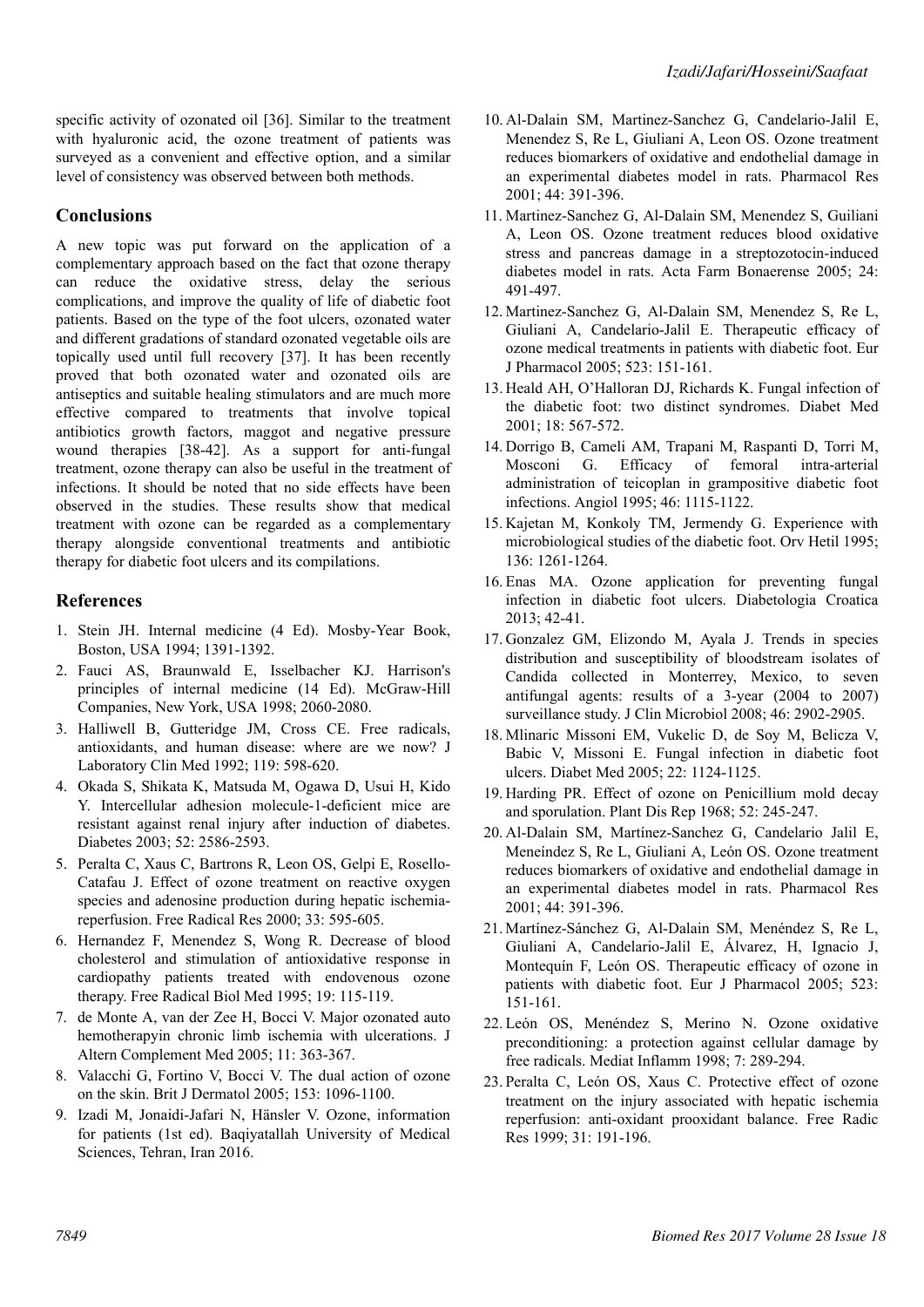specific activity of ozonated oil [36]. Similar to the treatment with hyaluronic acid, the ozone treatment of patients was surveyed as a convenient and effective option, and a similar level of consistency was observed between both methods.

## Conclusions

A new topic was put forward on the application of a complementary approach based on the fact that ozone therapy can reduce the oxidative stress, delay the serious complications, and improve the quality of life of diabetic foot patients. Based on the type of the foot ulcers, ozonated water and different gradations of standard ozonated vegetable oils are topically used until full recovery [37]. It has been recently proved that both ozonated water and ozonated oils are antiseptics and suitable healing stimulators and are much more effective compared to treatments that involve topical antibiotics growth factors, maggot and negative pressure wound therapies [38-42]. As a support for anti-fungal treatment, ozone therapy can also be useful in the treatment of infections. It should be noted that no side effects have been observed in the studies. These results show that medical treatment with ozone can be regarded as a complementary therapy alongside conventional treatments and antibiotic therapy for diabetic foot ulcers and its compilations.

## References

1. Stein JH. Internal medicine (4 Ed). Mosby-Year Book, Boston, USA 1994; 1391-1392.
2. Fauci AS, Braunwald E, Isselbacher KJ. Harrison's principles of internal medicine (14 Ed). McGraw-Hill Companies, New York, USA 1998; 2060-2080.
3. Halliwell B, Gutteridge JM, Cross CE. Free radicals, antioxidants, and human disease: where are we now? J Laboratory Clin Med 1992; 119: 598-620.
4. Okada S, Shikata K, Matsuda M, Ogawa D, Usui H, Kido Y. Intercellular adhesion molecule-1-deficient mice are resistant against renal injury after induction of diabetes. Diabetes 2003; 52: 2586-2593.
5. Peralta C, Xaus C, Bartrons R, Leon OS, Gelpi E, Rosello-Catafau J. Effect of ozone treatment on reactive oxygen species and adenosine production during hepatic ischemia-reperfusion. Free Radical Res 2000; 33: 595-605.
6. Hernandez F, Menendez S, Wong R. Decrease of blood cholesterol and stimulation of antioxidative response in cardiopathy patients treated with endovenous ozone therapy. Free Radical Biol Med 1995; 19: 115-119.
7. de Monte A, van der Zee H, Bocci V. Major ozonated auto hemotherapyin chronic limb ischemia with ulcerations. J Altern Complement Med 2005; 11: 363-367.
8. Valacchi G, Fortino V, Bocci V. The dual action of ozone on the skin. Brit J Dermatol 2005; 153: 1096-1100.
9. Izadi M, Jonaidi-Jafari N, Hänsler V. Ozone, information for patients (1st ed). Baqiyatallah University of Medical Sciences, Tehran, Iran 2016.
10. Al-Dalain SM, Martinez-Sanchez G, Candelario-Jalil E, Menendez S, Re L, Giuliani A, Leon OS. Ozone treatment reduces biomarkers of oxidative and endothelial damage in an experimental diabetes model in rats. Pharmacol Res 2001; 44: 391-396.
11. Martinez-Sanchez G, Al-Dalain SM, Menendez S, Guiliani A, Leon OS. Ozone treatment reduces blood oxidative stress and pancreas damage in a streptozotocin-induced diabetes model in rats. Acta Farm Bonaerense 2005; 24: 491-497.
12. Martinez-Sanchez G, Al-Dalain SM, Menendez S, Re L, Giuliani A, Candelario-Jalil E. Therapeutic efficacy of ozone medical treatments in patients with diabetic foot. Eur J Pharmacol 2005; 523: 151-161.
13. Heald AH, O'Halloran DJ, Richards K. Fungal infection of the diabetic foot: two distinct syndromes. Diabet Med 2001; 18: 567-572.
14. Dorrigo B, Cameli AM, Trapani M, Raspanti D, Torri M, Mosconi G. Efficacy of femoral intra-arterial administration of teicoplan in grampositive diabetic foot infections. Angiol 1995; 46: 1115-1122.
15. Kajetan M, Konkoly TM, Jermendy G. Experience with microbiological studies of the diabetic foot. Orv Hetil 1995; 136: 1261-1264.
16. Enas MA. Ozone application for preventing fungal infection in diabetic foot ulcers. Diabetologia Croatica 2013; 42-41.
17. Gonzalez GM, Elizondo M, Ayala J. Trends in species distribution and susceptibility of bloodstream isolates of Candida collected in Monterrey, Mexico, to seven antifungal agents: results of a 3-year (2004 to 2007) surveillance study. J Clin Microbiol 2008; 46: 2902-2905.
18. Mlinaric Missoni EM, Vukelic D, de Soy M, Belicza V, Babic V, Missoni E. Fungal infection in diabetic foot ulcers. Diabet Med 2005; 22: 1124-1125.
19. Harding PR. Effect of ozone on Penicillium mold decay and sporulation. Plant Dis Rep 1968; 52: 245-247.
20. Al-Dalain SM, Martínez-Sanchez G, Candelario Jalil E, Meneíndez S, Re L, Giuliani A, León OS. Ozone treatment reduces biomarkers of oxidative and endothelial damage in an experimental diabetes model in rats. Pharmacol Res 2001; 44: 391-396.
21. Martínez-Sánchez G, Al-Dalain SM, Menéndez S, Re L, Giuliani A, Candelario-Jalil E, Álvarez, H, Ignacio J, Montequín F, León OS. Therapeutic efficacy of ozone in patients with diabetic foot. Eur J Pharmacol 2005; 523: 151-161.
22. León OS, Menéndez S, Merino N. Ozone oxidative preconditioning: a protection against cellular damage by free radicals. Mediat Inflamm 1998; 7: 289-294.
23. Peralta C, León OS, Xaus C. Protective effect of ozone treatment on the injury associated with hepatic ischemia reperfusion: anti-oxidant prooxidant balance. Free Radic Res 1999; 31: 191-196.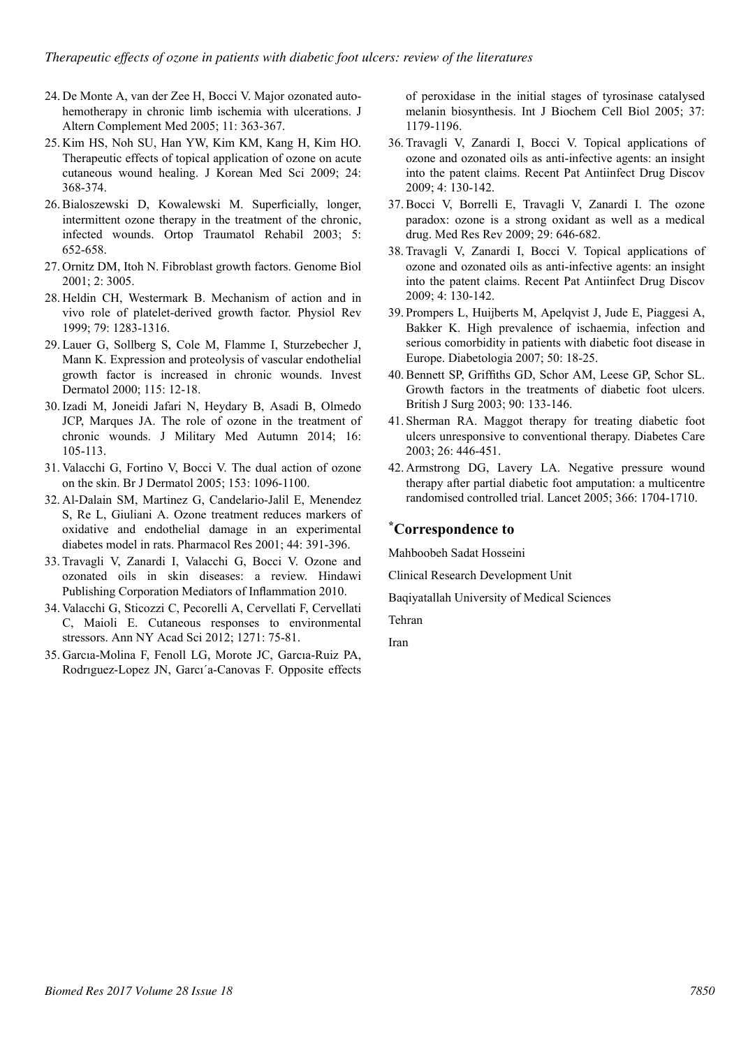24. De Monte A, van der Zee H, Bocci V. Major ozonated autohemotherapy in chronic limb ischemia with ulcerations. J Altern Complement Med 2005; 11: 363-367.
25. Kim HS, Noh SU, Han YW, Kim KM, Kang H, Kim HO. Therapeutic effects of topical application of ozone on acute cutaneous wound healing. J Korean Med Sci 2009; 24: 368-374.
26. Bialoszewski D, Kowalewski M. Superficially, longer, intermittent ozone therapy in the treatment of the chronic, infected wounds. Ortop Traumatol Rehabil 2003; 5: 652-658.
27. Ornitz DM, Itoh N. Fibroblast growth factors. Genome Biol 2001; 2: 3005.
28. Heldin CH, Westermark B. Mechanism of action and in vivo role of platelet-derived growth factor. Physiol Rev 1999; 79: 1283-1316.
29. Lauer G, Sollberg S, Cole M, Flamme I, Sturzebecher J, Mann K. Expression and proteolysis of vascular endothelial growth factor is increased in chronic wounds. Invest Dermatol 2000; 115: 12-18.
30. Izadi M, Joneidi Jafari N, Heydary B, Asadi B, Olmedo JCP, Marques JA. The role of ozone in the treatment of chronic wounds. J Military Med Autumn 2014; 16: 105-113.
31. Valacchi G, Fortino V, Bocci V. The dual action of ozone on the skin. Br J Dermatol 2005; 153: 1096-1100.
32. Al-Dalain SM, Martinez G, Candelario-Jalil E, Menendez S, Re L, Giuliani A. Ozone treatment reduces markers of oxidative and endothelial damage in an experimental diabetes model in rats. Pharmacol Res 2001; 44: 391-396.
33. Travagli V, Zanardi I, Valacchi G, Bocci V. Ozone and ozonated oils in skin diseases: a review. Hindawi Publishing Corporation Mediators of Inflammation 2010.
34. Valacchi G, Sticozzi C, Pecorelli A, Cervellati F, Cervellati C, Maioli E. Cutaneous responses to environmental stressors. Ann NY Acad Sci 2012; 1271: 75-81.
35. Garcıa-Molina F, Fenoll LG, Morote JC, Garcıa-Ruiz PA, Rodrıguez-Lopez JN, Garcı´a-Canovas F. Opposite effects of peroxidase in the initial stages of tyrosinase catalysed melanin biosynthesis. Int J Biochem Cell Biol 2005; 37: 1179-1196.
36. Travagli V, Zanardi I, Bocci V. Topical applications of ozone and ozonated oils as anti-infective agents: an insight into the patent claims. Recent Pat Antiinfect Drug Discov 2009; 4: 130-142.
37. Bocci V, Borrelli E, Travagli V, Zanardi I. The ozone paradox: ozone is a strong oxidant as well as a medical drug. Med Res Rev 2009; 29: 646-682.
38. Travagli V, Zanardi I, Bocci V. Topical applications of ozone and ozonated oils as anti-infective agents: an insight into the patent claims. Recent Pat Antiinfect Drug Discov 2009; 4: 130-142.
39. Prompers L, Huijberts M, Apelqvist J, Jude E, Piaggesi A, Bakker K. High prevalence of ischaemia, infection and serious comorbidity in patients with diabetic foot disease in Europe. Diabetologia 2007; 50: 18-25.
40. Bennett SP, Griffiths GD, Schor AM, Leese GP, Schor SL. Growth factors in the treatments of diabetic foot ulcers. British J Surg 2003; 90: 133-146.
41. Sherman RA. Maggot therapy for treating diabetic foot ulcers unresponsive to conventional therapy. Diabetes Care 2003; 26: 446-451.
42. Armstrong DG, Lavery LA. Negative pressure wound therapy after partial diabetic foot amputation: a multicentre randomised controlled trial. Lancet 2005; 366: 1704-1710.

## *Correspondence to

Mahboobeh Sadat Hosseini

Clinical Research Development Unit

Baqiyatallah University of Medical Sciences

Tehran

Iran